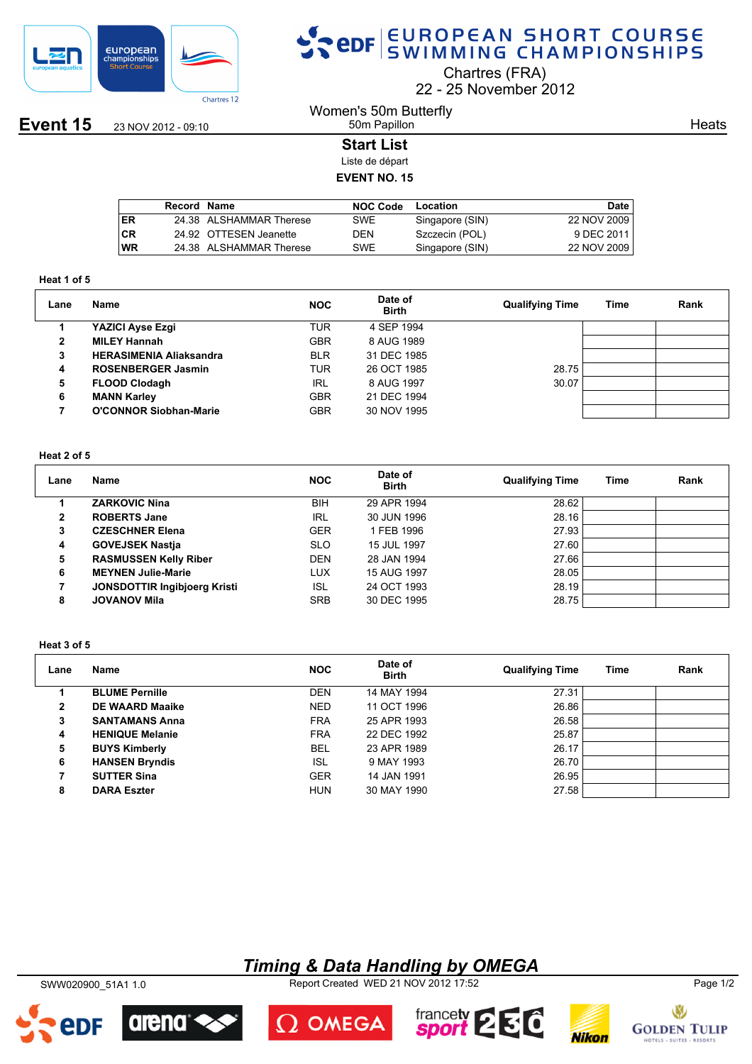# EUROPEAN SHORT COURSE SWIMMING CHAMPIONSHIPS

Chartres (FRA)
22 - 25 November 2012

**Event 15** 23 NOV 2012 - 09:10

Women's 50m Butterfly
50m Papillon

Heats

## Start List

Liste de départ

**EVENT NO. 15**

| | Record | Name | NOC Code | Location | Date |
|---|---|---|---|---|---|
| ER | 24.38 | ALSHAMMAR Therese | SWE | Singapore (SIN) | 22 NOV 2009 |
| CR | 24.92 | OTTESEN Jeanette | DEN | Szczecin (POL) | 9 DEC 2011 |
| WR | 24.38 | ALSHAMMAR Therese | SWE | Singapore (SIN) | 22 NOV 2009 |

### Heat 1 of 5

| Lane | Name | NOC | Date of Birth | Qualifying Time | Time | Rank |
|---|---|---|---|---|---|---|
| 1 | **YAZICI Ayse Ezgi** | TUR | 4 SEP 1994 | | | |
| 2 | **MILEY Hannah** | GBR | 8 AUG 1989 | | | |
| 3 | **HERASIMENIA Aliaksandra** | BLR | 31 DEC 1985 | | | |
| 4 | **ROSENBERGER Jasmin** | TUR | 26 OCT 1985 | 28.75 | | |
| 5 | **FLOOD Clodagh** | IRL | 8 AUG 1997 | 30.07 | | |
| 6 | **MANN Karley** | GBR | 21 DEC 1994 | | | |
| 7 | **O'CONNOR Siobhan-Marie** | GBR | 30 NOV 1995 | | | |

### Heat 2 of 5

| Lane | Name | NOC | Date of Birth | Qualifying Time | Time | Rank |
|---|---|---|---|---|---|---|
| 1 | **ZARKOVIC Nina** | BIH | 29 APR 1994 | 28.62 | | |
| 2 | **ROBERTS Jane** | IRL | 30 JUN 1996 | 28.16 | | |
| 3 | **CZESCHNER Elena** | GER | 1 FEB 1996 | 27.93 | | |
| 4 | **GOVEJSEK Nastja** | SLO | 15 JUL 1997 | 27.60 | | |
| 5 | **RASMUSSEN Kelly Riber** | DEN | 28 JAN 1994 | 27.66 | | |
| 6 | **MEYNEN Julie-Marie** | LUX | 15 AUG 1997 | 28.05 | | |
| 7 | **JONSDOTTIR Ingibjoerg Kristi** | ISL | 24 OCT 1993 | 28.19 | | |
| 8 | **JOVANOV Mila** | SRB | 30 DEC 1995 | 28.75 | | |

### Heat 3 of 5

| Lane | Name | NOC | Date of Birth | Qualifying Time | Time | Rank |
|---|---|---|---|---|---|---|
| 1 | **BLUME Pernille** | DEN | 14 MAY 1994 | 27.31 | | |
| 2 | **DE WAARD Maaike** | NED | 11 OCT 1996 | 26.86 | | |
| 3 | **SANTAMANS Anna** | FRA | 25 APR 1993 | 26.58 | | |
| 4 | **HENIQUE Melanie** | FRA | 22 DEC 1992 | 25.87 | | |
| 5 | **BUYS Kimberly** | BEL | 23 APR 1989 | 26.17 | | |
| 6 | **HANSEN Bryndis** | ISL | 9 MAY 1993 | 26.70 | | |
| 7 | **SUTTER Sina** | GER | 14 JAN 1991 | 26.95 | | |
| 8 | **DARA Eszter** | HUN | 30 MAY 1990 | 27.58 | | |

*Timing & Data Handling by OMEGA*

SWW020900_51A1 1.0 Report Created WED 21 NOV 2012 17:52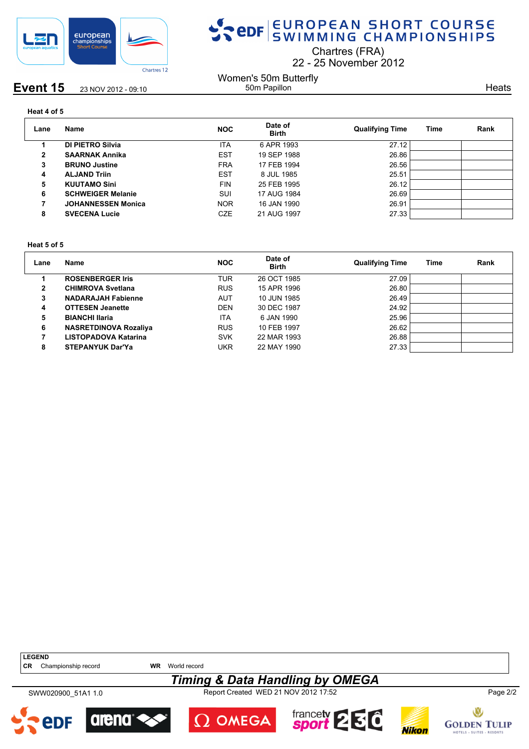# EUROPEAN SHORT COURSE SWIMMING CHAMPIONSHIPS

Chartres (FRA)
22 - 25 November 2012

**Event 15** 23 NOV 2012 - 09:10

Women's 50m Butterfly
50m Papillon

Heats

### Heat 4 of 5

| Lane | Name | NOC | Date of Birth | Qualifying Time | Time | Rank |
|---|---|---|---|---|---|---|
| 1 | **DI PIETRO Silvia** | ITA | 6 APR 1993 | 27.12 | | |
| 2 | **SAARNAK Annika** | EST | 19 SEP 1988 | 26.86 | | |
| 3 | **BRUNO Justine** | FRA | 17 FEB 1994 | 26.56 | | |
| 4 | **ALJAND Triin** | EST | 8 JUL 1985 | 25.51 | | |
| 5 | **KUUTAMO Sini** | FIN | 25 FEB 1995 | 26.12 | | |
| 6 | **SCHWEIGER Melanie** | SUI | 17 AUG 1984 | 26.69 | | |
| 7 | **JOHANNESSEN Monica** | NOR | 16 JAN 1990 | 26.91 | | |
| 8 | **SVECENA Lucie** | CZE | 21 AUG 1997 | 27.33 | | |

### Heat 5 of 5

| Lane | Name | NOC | Date of Birth | Qualifying Time | Time | Rank |
|---|---|---|---|---|---|---|
| 1 | **ROSENBERGER Iris** | TUR | 26 OCT 1985 | 27.09 | | |
| 2 | **CHIMROVA Svetlana** | RUS | 15 APR 1996 | 26.80 | | |
| 3 | **NADARAJAH Fabienne** | AUT | 10 JUN 1985 | 26.49 | | |
| 4 | **OTTESEN Jeanette** | DEN | 30 DEC 1987 | 24.92 | | |
| 5 | **BIANCHI Ilaria** | ITA | 6 JAN 1990 | 25.96 | | |
| 6 | **NASRETDINOVA Rozaliya** | RUS | 10 FEB 1997 | 26.62 | | |
| 7 | **LISTOPADOVA Katarina** | SVK | 22 MAR 1993 | 26.88 | | |
| 8 | **STEPANYUK Dar'Ya** | UKR | 22 MAY 1990 | 27.33 | | |

**LEGEND**
**CR** Championship record **WR** World record

***Timing & Data Handling by OMEGA***

SWW020900_51A1 1.0 Report Created WED 21 NOV 2012 17:52